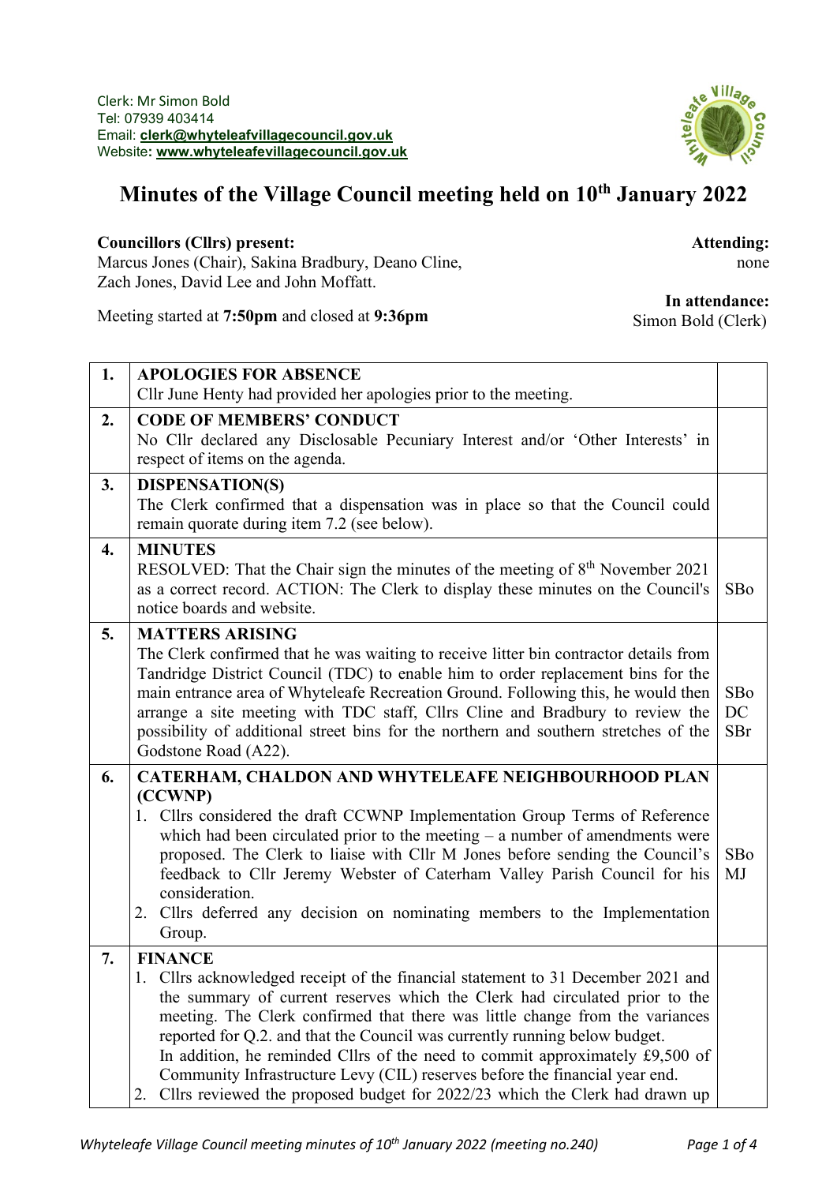Clerk: Mr Simon Bold
Tel: 07939 403414
Email: **clerk@whyteleafvillagecouncil.gov.uk**
Website: **www.whyteleafevillagecouncil.gov.uk**

# Minutes of the Village Council meeting held on 10th January 2022

**Councillors (Cllrs) present:**
Marcus Jones (Chair), Sakina Bradbury, Deano Cline, Zach Jones, David Lee and John Moffatt.

**Attending:**
none

Meeting started at **7:50pm** and closed at **9:36pm**

**In attendance:**
Simon Bold (Clerk)

| | | |
|---|---|---|
| **1.** | **APOLOGIES FOR ABSENCE**<br>Cllr June Henty had provided her apologies prior to the meeting. | |
| **2.** | **CODE OF MEMBERS' CONDUCT**<br>No Cllr declared any Disclosable Pecuniary Interest and/or 'Other Interests' in respect of items on the agenda. | |
| **3.** | **DISPENSATION(S)**<br>The Clerk confirmed that a dispensation was in place so that the Council could remain quorate during item 7.2 (see below). | |
| **4.** | **MINUTES**<br>RESOLVED: That the Chair sign the minutes of the meeting of 8th November 2021 as a correct record. ACTION: The Clerk to display these minutes on the Council's notice boards and website. | SBo |
| **5.** | **MATTERS ARISING**<br>The Clerk confirmed that he was waiting to receive litter bin contractor details from Tandridge District Council (TDC) to enable him to order replacement bins for the main entrance area of Whyteleafe Recreation Ground. Following this, he would then arrange a site meeting with TDC staff, Cllrs Cline and Bradbury to review the possibility of additional street bins for the northern and southern stretches of the Godstone Road (A22). | SBo<br>DC<br>SBr |
| **6.** | **CATERHAM, CHALDON AND WHYTELEAFE NEIGHBOURHOOD PLAN (CCWNP)**<br>1. Cllrs considered the draft CCWNP Implementation Group Terms of Reference which had been circulated prior to the meeting – a number of amendments were proposed. The Clerk to liaise with Cllr M Jones before sending the Council's feedback to Cllr Jeremy Webster of Caterham Valley Parish Council for his consideration.<br>2. Cllrs deferred any decision on nominating members to the Implementation Group. | SBo<br>MJ |
| **7.** | **FINANCE**<br>1. Cllrs acknowledged receipt of the financial statement to 31 December 2021 and the summary of current reserves which the Clerk had circulated prior to the meeting. The Clerk confirmed that there was little change from the variances reported for Q.2. and that the Council was currently running below budget.<br>In addition, he reminded Cllrs of the need to commit approximately £9,500 of Community Infrastructure Levy (CIL) reserves before the financial year end.<br>2. Cllrs reviewed the proposed budget for 2022/23 which the Clerk had drawn up | |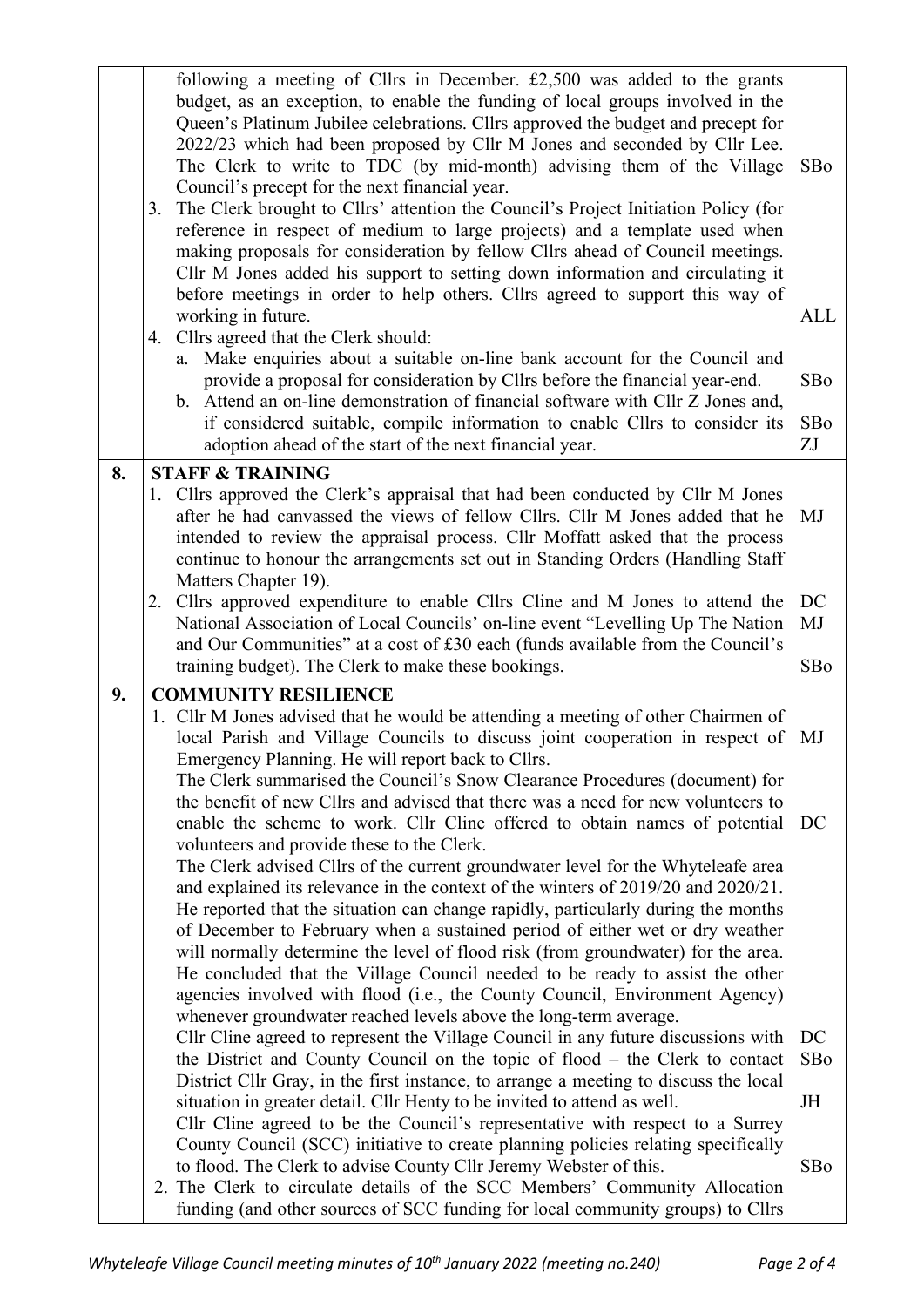| | | |
|---|---|---|
| | following a meeting of Cllrs in December. £2,500 was added to the grants budget, as an exception, to enable the funding of local groups involved in the Queen's Platinum Jubilee celebrations. Cllrs approved the budget and precept for 2022/23 which had been proposed by Cllr M Jones and seconded by Cllr Lee. The Clerk to write to TDC (by mid-month) advising them of the Village Council's precept for the next financial year. | SBo |
| | 3. The Clerk brought to Cllrs' attention the Council's Project Initiation Policy (for reference in respect of medium to large projects) and a template used when making proposals for consideration by fellow Cllrs ahead of Council meetings. Cllr M Jones added his support to setting down information and circulating it before meetings in order to help others. Cllrs agreed to support this way of working in future. | ALL |
| | 4. Cllrs agreed that the Clerk should:<br>a. Make enquiries about a suitable on-line bank account for the Council and provide a proposal for consideration by Cllrs before the financial year-end. | SBo |
| | b. Attend an on-line demonstration of financial software with Cllr Z Jones and, if considered suitable, compile information to enable Cllrs to consider its adoption ahead of the start of the next financial year. | SBo<br>ZJ |
| **8.** | **STAFF & TRAINING**<br>1. Cllrs approved the Clerk's appraisal that had been conducted by Cllr M Jones after he had canvassed the views of fellow Cllrs. Cllr M Jones added that he intended to review the appraisal process. Cllr Moffatt asked that the process continue to honour the arrangements set out in Standing Orders (Handling Staff Matters Chapter 19). | MJ |
| | 2. Cllrs approved expenditure to enable Cllrs Cline and M Jones to attend the National Association of Local Councils' on-line event "Levelling Up The Nation and Our Communities" at a cost of £30 each (funds available from the Council's training budget). The Clerk to make these bookings. | DC<br>MJ<br><br>SBo |
| **9.** | **COMMUNITY RESILIENCE**<br>1. Cllr M Jones advised that he would be attending a meeting of other Chairmen of local Parish and Village Councils to discuss joint cooperation in respect of Emergency Planning. He will report back to Cllrs. | MJ |
| | The Clerk summarised the Council's Snow Clearance Procedures (document) for the benefit of new Cllrs and advised that there was a need for new volunteers to enable the scheme to work. Cllr Cline offered to obtain names of potential volunteers and provide these to the Clerk. | DC |
| | The Clerk advised Cllrs of the current groundwater level for the Whyteleafe area and explained its relevance in the context of the winters of 2019/20 and 2020/21. He reported that the situation can change rapidly, particularly during the months of December to February when a sustained period of either wet or dry weather will normally determine the level of flood risk (from groundwater) for the area. He concluded that the Village Council needed to be ready to assist the other agencies involved with flood (i.e., the County Council, Environment Agency) whenever groundwater reached levels above the long-term average. | |
| | Cllr Cline agreed to represent the Village Council in any future discussions with the District and County Council on the topic of flood – the Clerk to contact District Cllr Gray, in the first instance, to arrange a meeting to discuss the local situation in greater detail. Cllr Henty to be invited to attend as well. | DC<br>SBo<br><br>JH |
| | Cllr Cline agreed to be the Council's representative with respect to a Surrey County Council (SCC) initiative to create planning policies relating specifically to flood. The Clerk to advise County Cllr Jeremy Webster of this. | SBo |
| | 2. The Clerk to circulate details of the SCC Members' Community Allocation funding (and other sources of SCC funding for local community groups) to Cllrs | |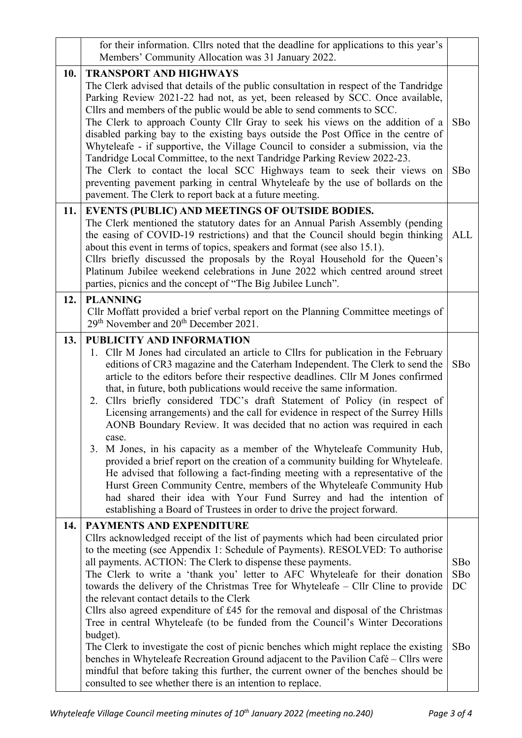| | | |
|---|---|---|
| | for their information. Cllrs noted that the deadline for applications to this year's Members' Community Allocation was 31 January 2022. | |
| **10.** | **TRANSPORT AND HIGHWAYS**<br>The Clerk advised that details of the public consultation in respect of the Tandridge Parking Review 2021-22 had not, as yet, been released by SCC. Once available, Cllrs and members of the public would be able to send comments to SCC.<br>The Clerk to approach County Cllr Gray to seek his views on the addition of a disabled parking bay to the existing bays outside the Post Office in the centre of Whyteleafe - if supportive, the Village Council to consider a submission, via the Tandridge Local Committee, to the next Tandridge Parking Review 2022-23.<br>The Clerk to contact the local SCC Highways team to seek their views on preventing pavement parking in central Whyteleafe by the use of bollards on the pavement. The Clerk to report back at a future meeting. | SBo<br><br>SBo |
| **11.** | **EVENTS (PUBLIC) AND MEETINGS OF OUTSIDE BODIES.**<br>The Clerk mentioned the statutory dates for an Annual Parish Assembly (pending the easing of COVID-19 restrictions) and that the Council should begin thinking about this event in terms of topics, speakers and format (see also 15.1).<br>Cllrs briefly discussed the proposals by the Royal Household for the Queen's Platinum Jubilee weekend celebrations in June 2022 which centred around street parties, picnics and the concept of "The Big Jubilee Lunch". | ALL |
| **12.** | **PLANNING**<br>Cllr Moffatt provided a brief verbal report on the Planning Committee meetings of 29th November and 20th December 2021. | |
| **13.** | **PUBLICITY AND INFORMATION**<br>1. Cllr M Jones had circulated an article to Cllrs for publication in the February editions of CR3 magazine and the Caterham Independent. The Clerk to send the article to the editors before their respective deadlines. Cllr M Jones confirmed that, in future, both publications would receive the same information.<br>2. Cllrs briefly considered TDC's draft Statement of Policy (in respect of Licensing arrangements) and the call for evidence in respect of the Surrey Hills AONB Boundary Review. It was decided that no action was required in each case.<br>3. M Jones, in his capacity as a member of the Whyteleafe Community Hub, provided a brief report on the creation of a community building for Whyteleafe. He advised that following a fact-finding meeting with a representative of the Hurst Green Community Centre, members of the Whyteleafe Community Hub had shared their idea with Your Fund Surrey and had the intention of establishing a Board of Trustees in order to drive the project forward. | SBo |
| **14.** | **PAYMENTS AND EXPENDITURE**<br>Cllrs acknowledged receipt of the list of payments which had been circulated prior to the meeting (see Appendix 1: Schedule of Payments). RESOLVED: To authorise all payments. ACTION: The Clerk to dispense these payments.<br>The Clerk to write a 'thank you' letter to AFC Whyteleafe for their donation towards the delivery of the Christmas Tree for Whyteleafe – Cllr Cline to provide the relevant contact details to the Clerk<br>Cllrs also agreed expenditure of £45 for the removal and disposal of the Christmas Tree in central Whyteleafe (to be funded from the Council's Winter Decorations budget).<br>The Clerk to investigate the cost of picnic benches which might replace the existing benches in Whyteleafe Recreation Ground adjacent to the Pavilion Café – Cllrs were mindful that before taking this further, the current owner of the benches should be consulted to see whether there is an intention to replace. | SBo<br>SBo<br>DC<br><br>SBo |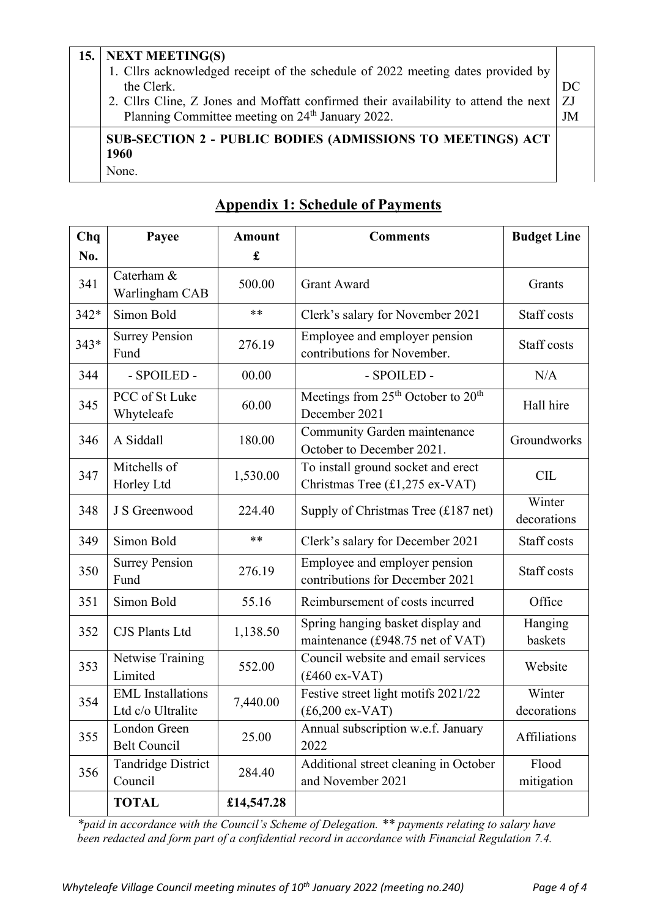| | | |
|---|---|---|
| **15.** | **NEXT MEETING(S)**<br>1. Cllrs acknowledged receipt of the schedule of 2022 meeting dates provided by the Clerk.<br>2. Cllrs Cline, Z Jones and Moffatt confirmed their availability to attend the next Planning Committee meeting on 24th January 2022. | DC<br>ZJ<br>JM |
| | **SUB-SECTION 2 - PUBLIC BODIES (ADMISSIONS TO MEETINGS) ACT 1960**<br>None. | |

## Appendix 1: Schedule of Payments

| Chq No. | Payee | Amount £ | Comments | Budget Line |
|---|---|---|---|---|
| 341 | Caterham & Warlingham CAB | 500.00 | Grant Award | Grants |
| 342* | Simon Bold | ** | Clerk's salary for November 2021 | Staff costs |
| 343* | Surrey Pension Fund | 276.19 | Employee and employer pension contributions for November. | Staff costs |
| 344 | - SPOILED - | 00.00 | - SPOILED - | N/A |
| 345 | PCC of St Luke Whyteleafe | 60.00 | Meetings from 25th October to 20th December 2021 | Hall hire |
| 346 | A Siddall | 180.00 | Community Garden maintenance October to December 2021. | Groundworks |
| 347 | Mitchells of Horley Ltd | 1,530.00 | To install ground socket and erect Christmas Tree (£1,275 ex-VAT) | CIL |
| 348 | J S Greenwood | 224.40 | Supply of Christmas Tree (£187 net) | Winter decorations |
| 349 | Simon Bold | ** | Clerk's salary for December 2021 | Staff costs |
| 350 | Surrey Pension Fund | 276.19 | Employee and employer pension contributions for December 2021 | Staff costs |
| 351 | Simon Bold | 55.16 | Reimbursement of costs incurred | Office |
| 352 | CJS Plants Ltd | 1,138.50 | Spring hanging basket display and maintenance (£948.75 net of VAT) | Hanging baskets |
| 353 | Netwise Training Limited | 552.00 | Council website and email services (£460 ex-VAT) | Website |
| 354 | EML Installations Ltd c/o Ultralite | 7,440.00 | Festive street light motifs 2021/22 (£6,200 ex-VAT) | Winter decorations |
| 355 | London Green Belt Council | 25.00 | Annual subscription w.e.f. January 2022 | Affiliations |
| 356 | Tandridge District Council | 284.40 | Additional street cleaning in October and November 2021 | Flood mitigation |
| | **TOTAL** | **£14,547.28** | | |

*\*paid in accordance with the Council's Scheme of Delegation. \*\* payments relating to salary have been redacted and form part of a confidential record in accordance with Financial Regulation 7.4.*